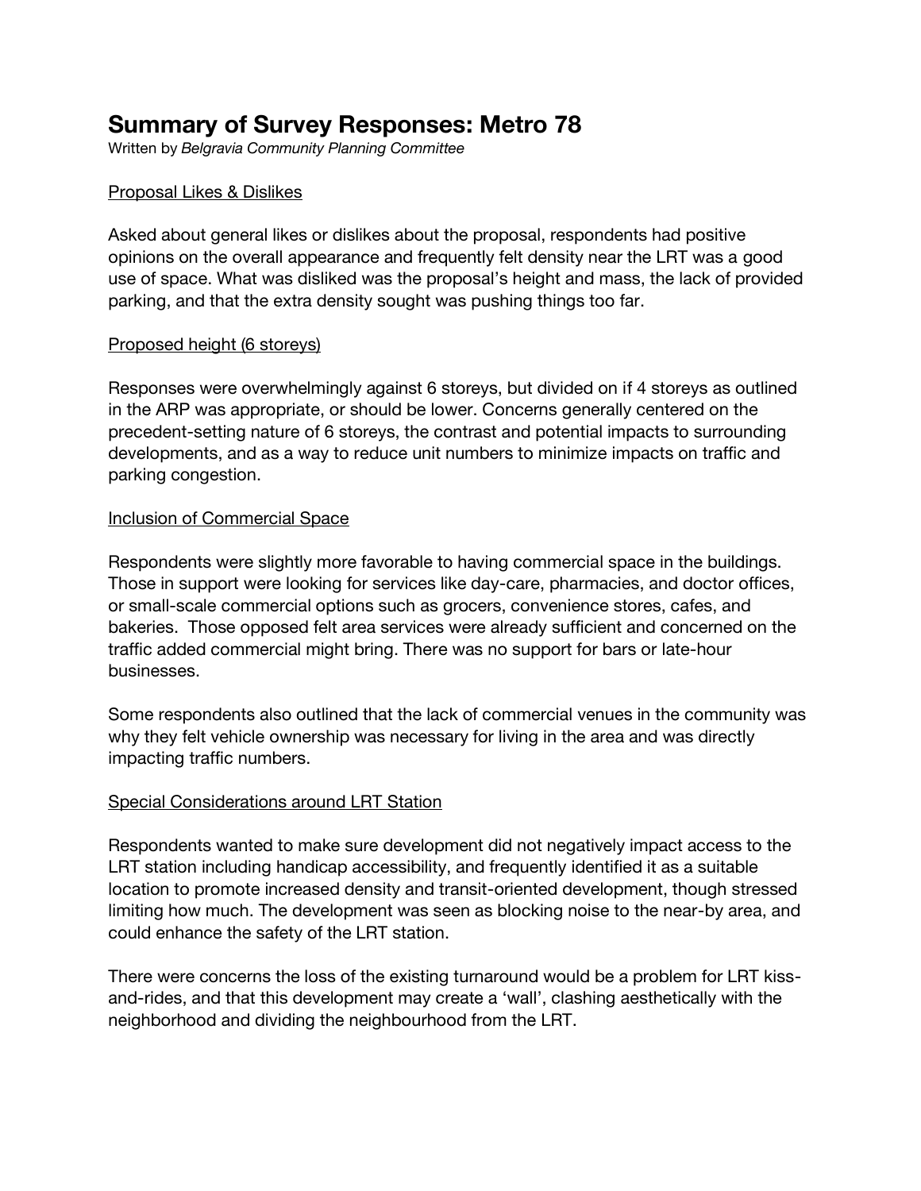# Summary of Survey Responses: Metro 78

Written by *Belgravia Community Planning Committee*

## Proposal Likes & Dislikes

Asked about general likes or dislikes about the proposal, respondents had positive opinions on the overall appearance and frequently felt density near the LRT was a good use of space. What was disliked was the proposal's height and mass, the lack of provided parking, and that the extra density sought was pushing things too far.

## Proposed height (6 storeys)

Responses were overwhelmingly against 6 storeys, but divided on if 4 storeys as outlined in the ARP was appropriate, or should be lower. Concerns generally centered on the precedent-setting nature of 6 storeys, the contrast and potential impacts to surrounding developments, and as a way to reduce unit numbers to minimize impacts on traffic and parking congestion.

## Inclusion of Commercial Space

Respondents were slightly more favorable to having commercial space in the buildings. Those in support were looking for services like day-care, pharmacies, and doctor offices, or small-scale commercial options such as grocers, convenience stores, cafes, and bakeries. Those opposed felt area services were already sufficient and concerned on the traffic added commercial might bring. There was no support for bars or late-hour businesses.

Some respondents also outlined that the lack of commercial venues in the community was why they felt vehicle ownership was necessary for living in the area and was directly impacting traffic numbers.

## Special Considerations around LRT Station

Respondents wanted to make sure development did not negatively impact access to the LRT station including handicap accessibility, and frequently identified it as a suitable location to promote increased density and transit-oriented development, though stressed limiting how much. The development was seen as blocking noise to the near-by area, and could enhance the safety of the LRT station.

There were concerns the loss of the existing turnaround would be a problem for LRT kiss-and-rides, and that this development may create a 'wall', clashing aesthetically with the neighborhood and dividing the neighbourhood from the LRT.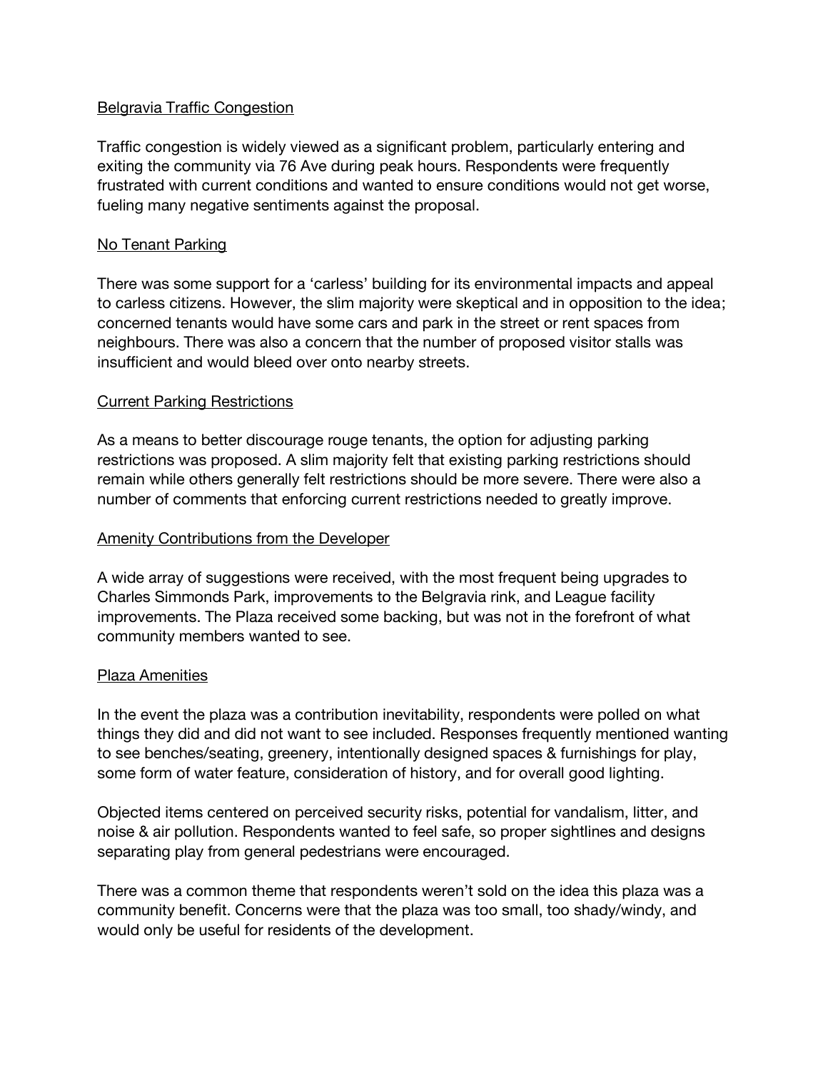## Belgravia Traffic Congestion

Traffic congestion is widely viewed as a significant problem, particularly entering and exiting the community via 76 Ave during peak hours. Respondents were frequently frustrated with current conditions and wanted to ensure conditions would not get worse, fueling many negative sentiments against the proposal.

## No Tenant Parking

There was some support for a 'carless' building for its environmental impacts and appeal to carless citizens. However, the slim majority were skeptical and in opposition to the idea; concerned tenants would have some cars and park in the street or rent spaces from neighbours. There was also a concern that the number of proposed visitor stalls was insufficient and would bleed over onto nearby streets.

## Current Parking Restrictions

As a means to better discourage rouge tenants, the option for adjusting parking restrictions was proposed. A slim majority felt that existing parking restrictions should remain while others generally felt restrictions should be more severe. There were also a number of comments that enforcing current restrictions needed to greatly improve.

## Amenity Contributions from the Developer

A wide array of suggestions were received, with the most frequent being upgrades to Charles Simmonds Park, improvements to the Belgravia rink, and League facility improvements. The Plaza received some backing, but was not in the forefront of what community members wanted to see.

## Plaza Amenities

In the event the plaza was a contribution inevitability, respondents were polled on what things they did and did not want to see included. Responses frequently mentioned wanting to see benches/seating, greenery, intentionally designed spaces & furnishings for play, some form of water feature, consideration of history, and for overall good lighting.

Objected items centered on perceived security risks, potential for vandalism, litter, and noise & air pollution. Respondents wanted to feel safe, so proper sightlines and designs separating play from general pedestrians were encouraged.

There was a common theme that respondents weren't sold on the idea this plaza was a community benefit. Concerns were that the plaza was too small, too shady/windy, and would only be useful for residents of the development.